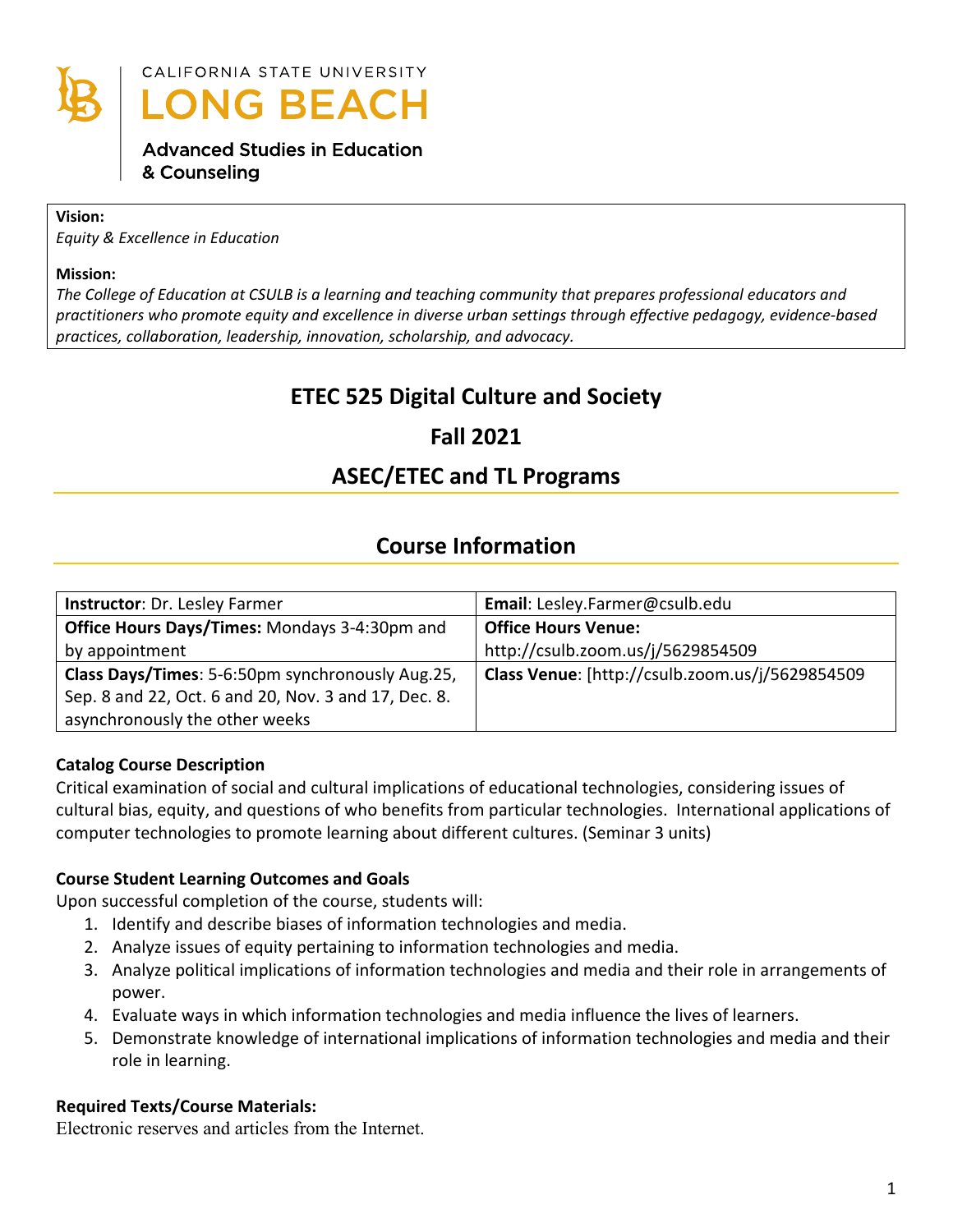CALIFORNIA STATE UNIVERSITY
LONG BEACH

Advanced Studies in Education & Counseling

**Vision:**
*Equity & Excellence in Education*

**Mission:**
*The College of Education at CSULB is a learning and teaching community that prepares professional educators and practitioners who promote equity and excellence in diverse urban settings through effective pedagogy, evidence-based practices, collaboration, leadership, innovation, scholarship, and advocacy.*

# ETEC 525 Digital Culture and Society

# Fall 2021

# ASEC/ETEC and TL Programs

## Course Information

| **Instructor**: Dr. Lesley Farmer | **Email**: Lesley.Farmer@csulb.edu |
|---|---|
| **Office Hours Days/Times:** Mondays 3-4:30pm and by appointment | **Office Hours Venue:** http://csulb.zoom.us/j/5629854509 |
| **Class Days/Times**: 5-6:50pm synchronously Aug.25, Sep. 8 and 22, Oct. 6 and 20, Nov. 3 and 17, Dec. 8. asynchronously the other weeks | **Class Venue**: [http://csulb.zoom.us/j/5629854509 |

**Catalog Course Description**

Critical examination of social and cultural implications of educational technologies, considering issues of cultural bias, equity, and questions of who benefits from particular technologies. International applications of computer technologies to promote learning about different cultures. (Seminar 3 units)

**Course Student Learning Outcomes and Goals**

Upon successful completion of the course, students will:

1. Identify and describe biases of information technologies and media.
2. Analyze issues of equity pertaining to information technologies and media.
3. Analyze political implications of information technologies and media and their role in arrangements of power.
4. Evaluate ways in which information technologies and media influence the lives of learners.
5. Demonstrate knowledge of international implications of information technologies and media and their role in learning.

**Required Texts/Course Materials:**

Electronic reserves and articles from the Internet.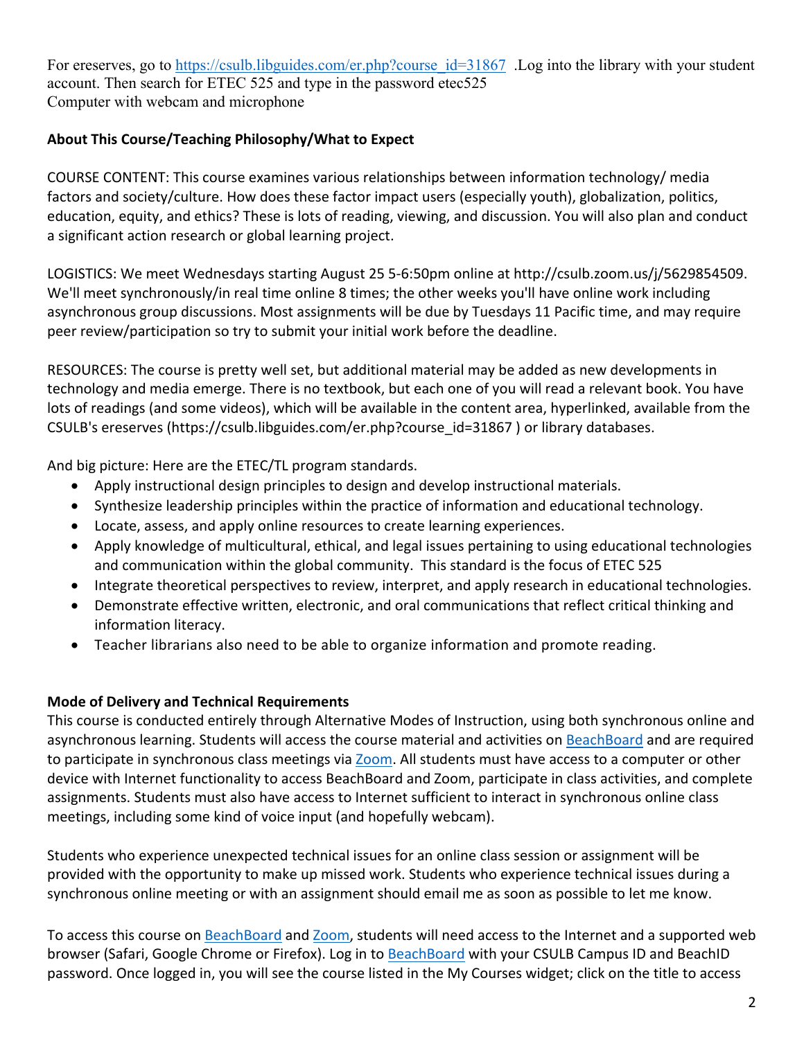For ereserves, go to [https://csulb.libguides.com/er.php?course_id=31867](https://csulb.libguides.com/er.php?course_id=31867) .Log into the library with your student account. Then search for ETEC 525 and type in the password etec525
Computer with webcam and microphone

### About This Course/Teaching Philosophy/What to Expect

COURSE CONTENT: This course examines various relationships between information technology/ media factors and society/culture. How does these factor impact users (especially youth), globalization, politics, education, equity, and ethics? These is lots of reading, viewing, and discussion. You will also plan and conduct a significant action research or global learning project.

LOGISTICS: We meet Wednesdays starting August 25 5-6:50pm online at http://csulb.zoom.us/j/5629854509. We'll meet synchronously/in real time online 8 times; the other weeks you'll have online work including asynchronous group discussions. Most assignments will be due by Tuesdays 11 Pacific time, and may require peer review/participation so try to submit your initial work before the deadline.

RESOURCES: The course is pretty well set, but additional material may be added as new developments in technology and media emerge. There is no textbook, but each one of you will read a relevant book. You have lots of readings (and some videos), which will be available in the content area, hyperlinked, available from the CSULB's ereserves (https://csulb.libguides.com/er.php?course_id=31867 ) or library databases.

And big picture: Here are the ETEC/TL program standards.

- Apply instructional design principles to design and develop instructional materials.
- Synthesize leadership principles within the practice of information and educational technology.
- Locate, assess, and apply online resources to create learning experiences.
- Apply knowledge of multicultural, ethical, and legal issues pertaining to using educational technologies and communication within the global community. This standard is the focus of ETEC 525
- Integrate theoretical perspectives to review, interpret, and apply research in educational technologies.
- Demonstrate effective written, electronic, and oral communications that reflect critical thinking and information literacy.
- Teacher librarians also need to be able to organize information and promote reading.

### Mode of Delivery and Technical Requirements

This course is conducted entirely through Alternative Modes of Instruction, using both synchronous online and asynchronous learning. Students will access the course material and activities on [BeachBoard]() and are required to participate in synchronous class meetings via [Zoom](). All students must have access to a computer or other device with Internet functionality to access BeachBoard and Zoom, participate in class activities, and complete assignments. Students must also have access to Internet sufficient to interact in synchronous online class meetings, including some kind of voice input (and hopefully webcam).

Students who experience unexpected technical issues for an online class session or assignment will be provided with the opportunity to make up missed work. Students who experience technical issues during a synchronous online meeting or with an assignment should email me as soon as possible to let me know.

To access this course on [BeachBoard]() and [Zoom](), students will need access to the Internet and a supported web browser (Safari, Google Chrome or Firefox). Log in to [BeachBoard]() with your CSULB Campus ID and BeachID password. Once logged in, you will see the course listed in the My Courses widget; click on the title to access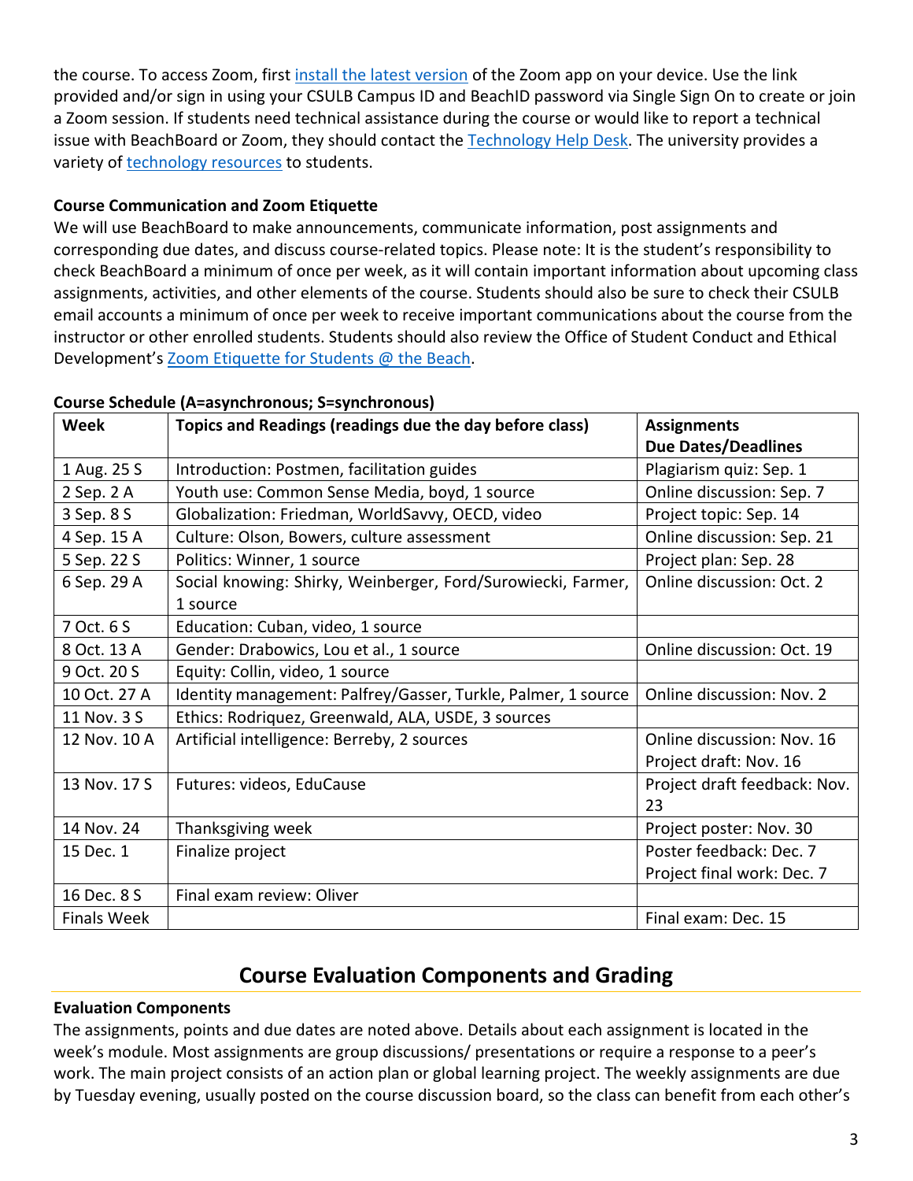the course. To access Zoom, first install the latest version of the Zoom app on your device. Use the link provided and/or sign in using your CSULB Campus ID and BeachID password via Single Sign On to create or join a Zoom session. If students need technical assistance during the course or would like to report a technical issue with BeachBoard or Zoom, they should contact the Technology Help Desk. The university provides a variety of technology resources to students.

**Course Communication and Zoom Etiquette**

We will use BeachBoard to make announcements, communicate information, post assignments and corresponding due dates, and discuss course-related topics. Please note: It is the student's responsibility to check BeachBoard a minimum of once per week, as it will contain important information about upcoming class assignments, activities, and other elements of the course. Students should also be sure to check their CSULB email accounts a minimum of once per week to receive important communications about the course from the instructor or other enrolled students. Students should also review the Office of Student Conduct and Ethical Development's Zoom Etiquette for Students @ the Beach.

**Course Schedule (A=asynchronous; S=synchronous)**

| Week | Topics and Readings (readings due the day before class) | Assignments Due Dates/Deadlines |
|---|---|---|
| 1 Aug. 25 S | Introduction: Postmen, facilitation guides | Plagiarism quiz: Sep. 1 |
| 2 Sep. 2 A | Youth use: Common Sense Media, boyd, 1 source | Online discussion: Sep. 7 |
| 3 Sep. 8 S | Globalization: Friedman, WorldSavvy, OECD, video | Project topic: Sep. 14 |
| 4 Sep. 15 A | Culture: Olson, Bowers, culture assessment | Online discussion: Sep. 21 |
| 5 Sep. 22 S | Politics: Winner, 1 source | Project plan: Sep. 28 |
| 6 Sep. 29 A | Social knowing: Shirky, Weinberger, Ford/Surowiecki, Farmer, 1 source | Online discussion: Oct. 2 |
| 7 Oct. 6 S | Education: Cuban, video, 1 source | |
| 8 Oct. 13 A | Gender: Drabowics, Lou et al., 1 source | Online discussion: Oct. 19 |
| 9 Oct. 20 S | Equity: Collin, video, 1 source | |
| 10 Oct. 27 A | Identity management: Palfrey/Gasser, Turkle, Palmer, 1 source | Online discussion: Nov. 2 |
| 11 Nov. 3 S | Ethics: Rodriquez, Greenwald, ALA, USDE, 3 sources | |
| 12 Nov. 10 A | Artificial intelligence: Berreby, 2 sources | Online discussion: Nov. 16<br>Project draft: Nov. 16 |
| 13 Nov. 17 S | Futures: videos, EduCause | Project draft feedback: Nov. 23 |
| 14 Nov. 24 | Thanksgiving week | Project poster: Nov. 30 |
| 15 Dec. 1 | Finalize project | Poster feedback: Dec. 7<br>Project final work: Dec. 7 |
| 16 Dec. 8 S | Final exam review: Oliver | |
| Finals Week | | Final exam: Dec. 15 |

## Course Evaluation Components and Grading

**Evaluation Components**

The assignments, points and due dates are noted above. Details about each assignment is located in the week's module. Most assignments are group discussions/ presentations or require a response to a peer's work. The main project consists of an action plan or global learning project. The weekly assignments are due by Tuesday evening, usually posted on the course discussion board, so the class can benefit from each other's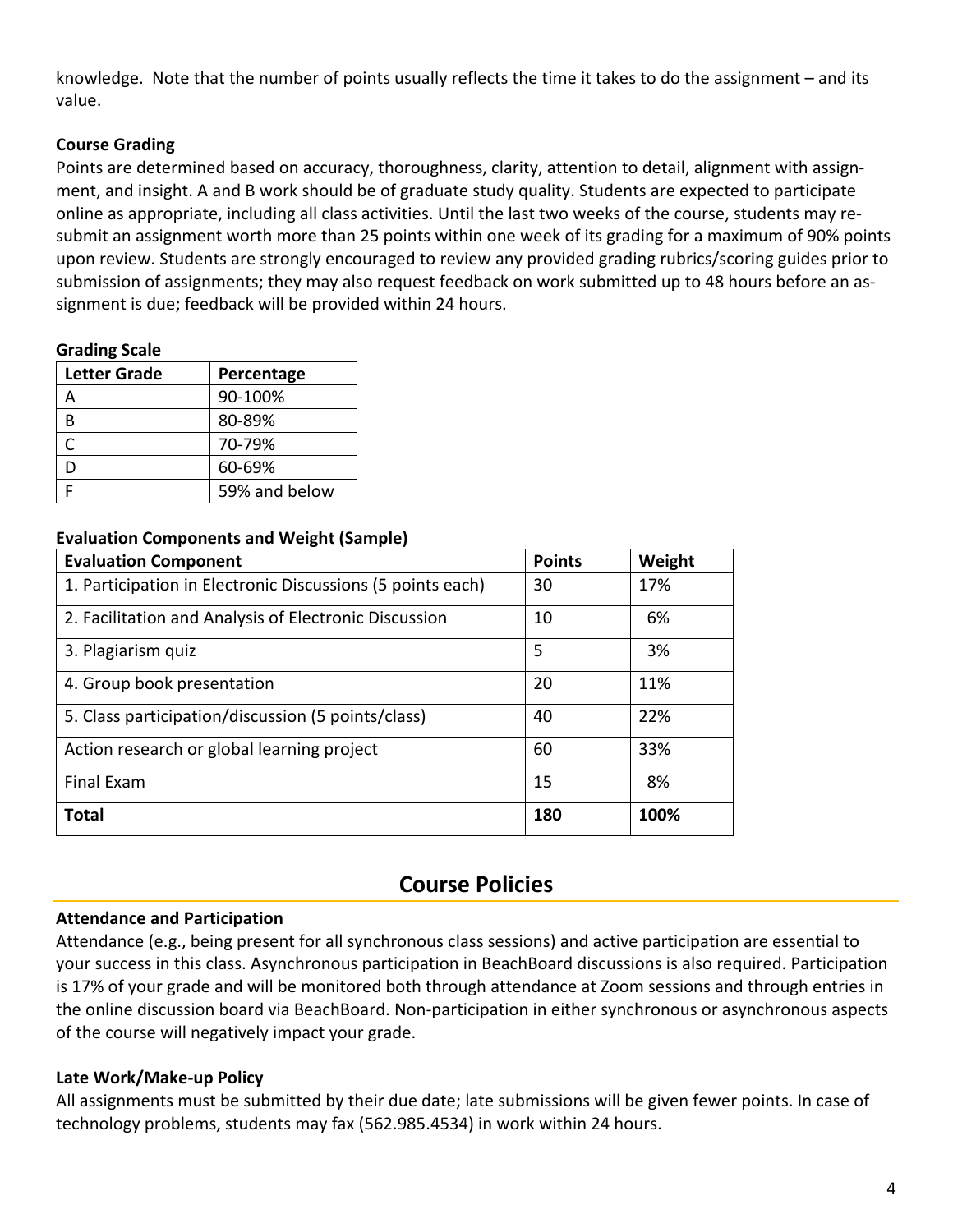knowledge. Note that the number of points usually reflects the time it takes to do the assignment – and its value.

**Course Grading**

Points are determined based on accuracy, thoroughness, clarity, attention to detail, alignment with assignment, and insight. A and B work should be of graduate study quality. Students are expected to participate online as appropriate, including all class activities. Until the last two weeks of the course, students may resubmit an assignment worth more than 25 points within one week of its grading for a maximum of 90% points upon review. Students are strongly encouraged to review any provided grading rubrics/scoring guides prior to submission of assignments; they may also request feedback on work submitted up to 48 hours before an assignment is due; feedback will be provided within 24 hours.

**Grading Scale**

| Letter Grade | Percentage |
|---|---|
| A | 90-100% |
| B | 80-89% |
| C | 70-79% |
| D | 60-69% |
| F | 59% and below |

**Evaluation Components and Weight (Sample)**

| Evaluation Component | Points | Weight |
|---|---|---|
| 1. Participation in Electronic Discussions (5 points each) | 30 | 17% |
| 2. Facilitation and Analysis of Electronic Discussion | 10 | 6% |
| 3. Plagiarism quiz | 5 | 3% |
| 4. Group book presentation | 20 | 11% |
| 5. Class participation/discussion (5 points/class) | 40 | 22% |
| Action research or global learning project | 60 | 33% |
| Final Exam | 15 | 8% |
| **Total** | **180** | **100%** |

## Course Policies

**Attendance and Participation**

Attendance (e.g., being present for all synchronous class sessions) and active participation are essential to your success in this class. Asynchronous participation in BeachBoard discussions is also required. Participation is 17% of your grade and will be monitored both through attendance at Zoom sessions and through entries in the online discussion board via BeachBoard. Non-participation in either synchronous or asynchronous aspects of the course will negatively impact your grade.

**Late Work/Make-up Policy**

All assignments must be submitted by their due date; late submissions will be given fewer points. In case of technology problems, students may fax (562.985.4534) in work within 24 hours.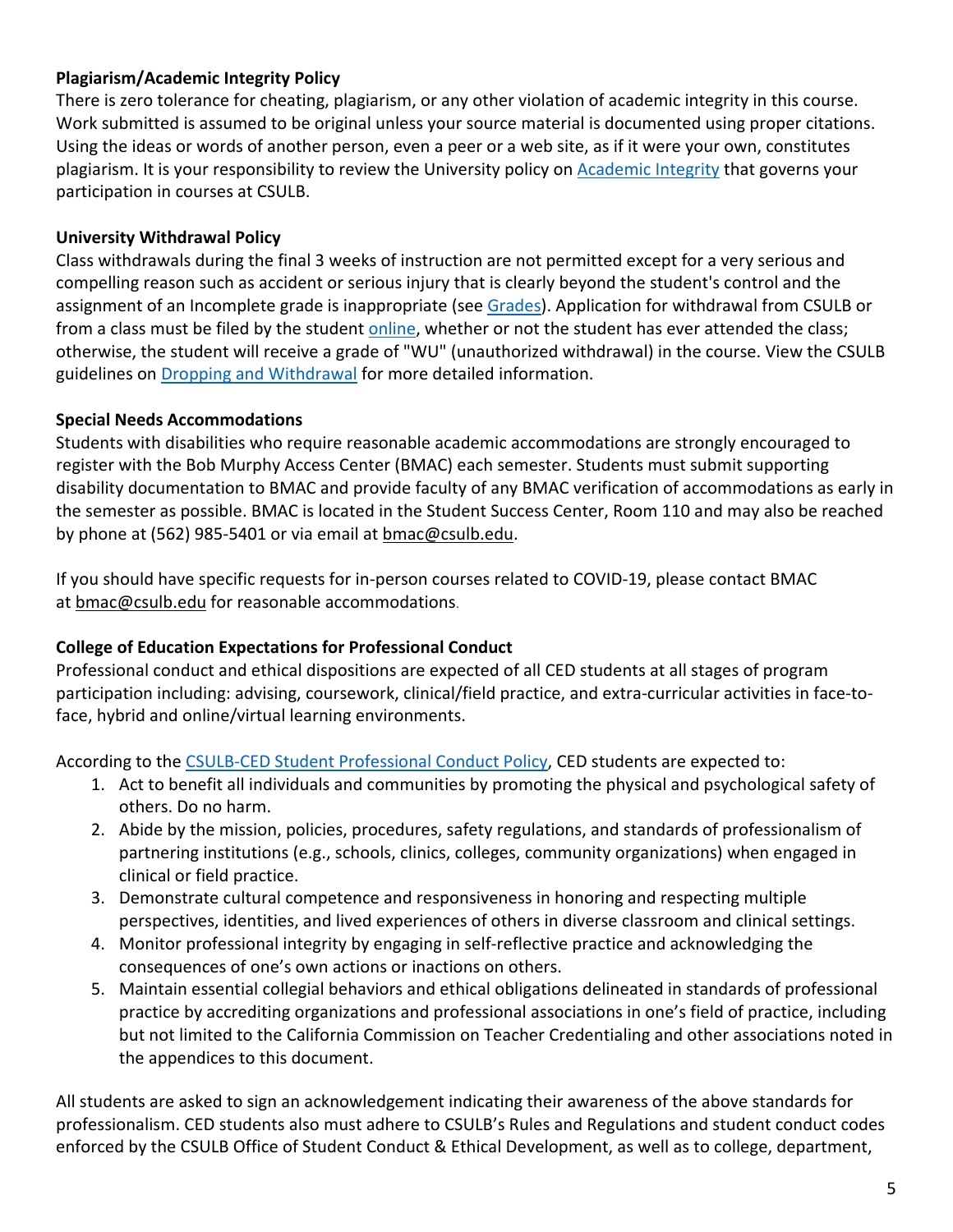**Plagiarism/Academic Integrity Policy**

There is zero tolerance for cheating, plagiarism, or any other violation of academic integrity in this course. Work submitted is assumed to be original unless your source material is documented using proper citations. Using the ideas or words of another person, even a peer or a web site, as if it were your own, constitutes plagiarism. It is your responsibility to review the University policy on Academic Integrity that governs your participation in courses at CSULB.

**University Withdrawal Policy**

Class withdrawals during the final 3 weeks of instruction are not permitted except for a very serious and compelling reason such as accident or serious injury that is clearly beyond the student's control and the assignment of an Incomplete grade is inappropriate (see Grades). Application for withdrawal from CSULB or from a class must be filed by the student online, whether or not the student has ever attended the class; otherwise, the student will receive a grade of "WU" (unauthorized withdrawal) in the course. View the CSULB guidelines on Dropping and Withdrawal for more detailed information.

**Special Needs Accommodations**

Students with disabilities who require reasonable academic accommodations are strongly encouraged to register with the Bob Murphy Access Center (BMAC) each semester. Students must submit supporting disability documentation to BMAC and provide faculty of any BMAC verification of accommodations as early in the semester as possible. BMAC is located in the Student Success Center, Room 110 and may also be reached by phone at (562) 985-5401 or via email at bmac@csulb.edu.

If you should have specific requests for in-person courses related to COVID-19, please contact BMAC at bmac@csulb.edu for reasonable accommodations.

**College of Education Expectations for Professional Conduct**

Professional conduct and ethical dispositions are expected of all CED students at all stages of program participation including: advising, coursework, clinical/field practice, and extra-curricular activities in face-to-face, hybrid and online/virtual learning environments.

According to the CSULB-CED Student Professional Conduct Policy, CED students are expected to:

1. Act to benefit all individuals and communities by promoting the physical and psychological safety of others. Do no harm.
2. Abide by the mission, policies, procedures, safety regulations, and standards of professionalism of partnering institutions (e.g., schools, clinics, colleges, community organizations) when engaged in clinical or field practice.
3. Demonstrate cultural competence and responsiveness in honoring and respecting multiple perspectives, identities, and lived experiences of others in diverse classroom and clinical settings.
4. Monitor professional integrity by engaging in self-reflective practice and acknowledging the consequences of one's own actions or inactions on others.
5. Maintain essential collegial behaviors and ethical obligations delineated in standards of professional practice by accrediting organizations and professional associations in one's field of practice, including but not limited to the California Commission on Teacher Credentialing and other associations noted in the appendices to this document.

All students are asked to sign an acknowledgement indicating their awareness of the above standards for professionalism. CED students also must adhere to CSULB's Rules and Regulations and student conduct codes enforced by the CSULB Office of Student Conduct & Ethical Development, as well as to college, department,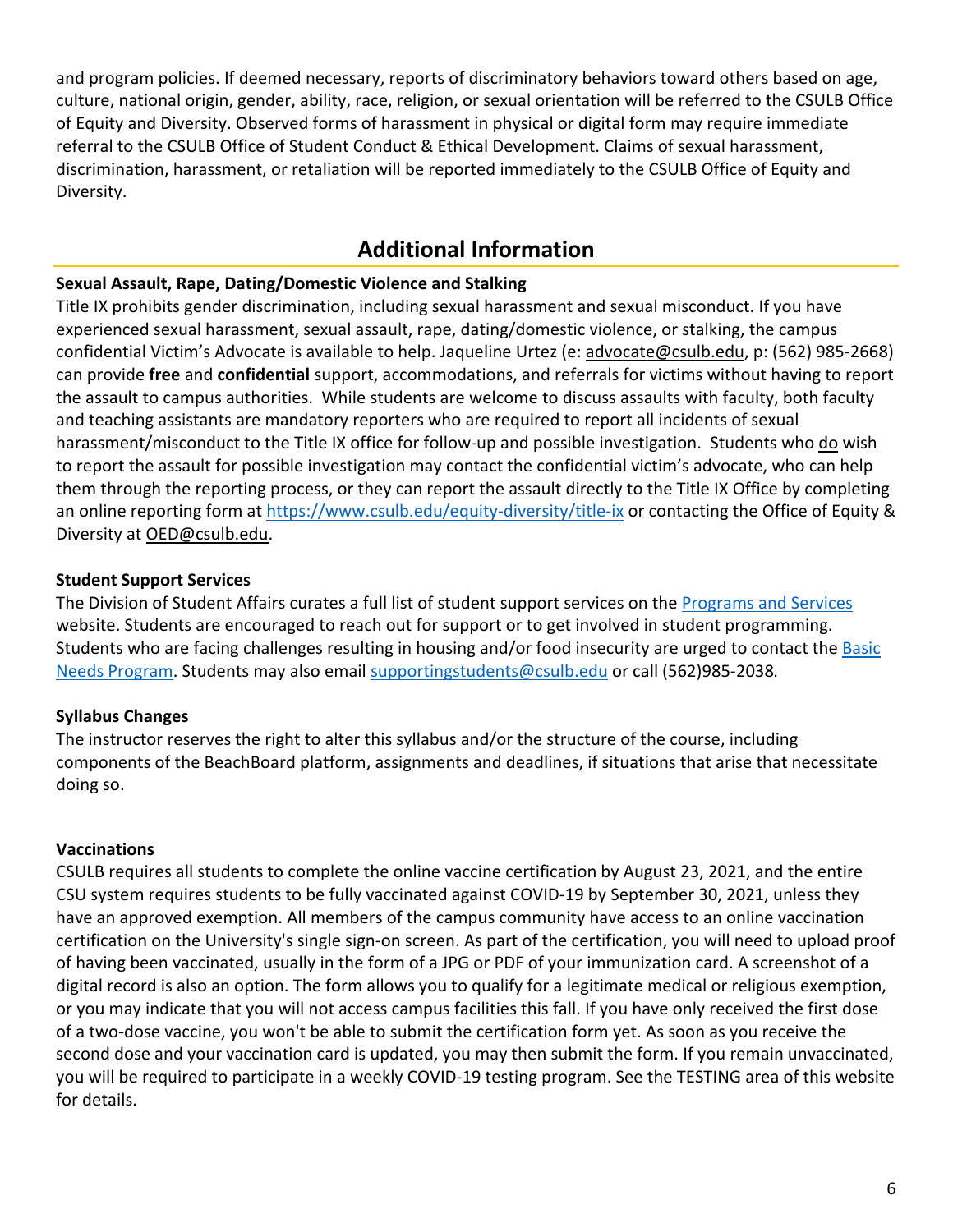and program policies. If deemed necessary, reports of discriminatory behaviors toward others based on age, culture, national origin, gender, ability, race, religion, or sexual orientation will be referred to the CSULB Office of Equity and Diversity. Observed forms of harassment in physical or digital form may require immediate referral to the CSULB Office of Student Conduct & Ethical Development. Claims of sexual harassment, discrimination, harassment, or retaliation will be reported immediately to the CSULB Office of Equity and Diversity.

## Additional Information

**Sexual Assault, Rape, Dating/Domestic Violence and Stalking**

Title IX prohibits gender discrimination, including sexual harassment and sexual misconduct. If you have experienced sexual harassment, sexual assault, rape, dating/domestic violence, or stalking, the campus confidential Victim's Advocate is available to help. Jaqueline Urtez (e: advocate@csulb.edu, p: (562) 985-2668) can provide **free** and **confidential** support, accommodations, and referrals for victims without having to report the assault to campus authorities. While students are welcome to discuss assaults with faculty, both faculty and teaching assistants are mandatory reporters who are required to report all incidents of sexual harassment/misconduct to the Title IX office for follow-up and possible investigation. Students who do wish to report the assault for possible investigation may contact the confidential victim's advocate, who can help them through the reporting process, or they can report the assault directly to the Title IX Office by completing an online reporting form at https://www.csulb.edu/equity-diversity/title-ix or contacting the Office of Equity & Diversity at OED@csulb.edu.

**Student Support Services**

The Division of Student Affairs curates a full list of student support services on the Programs and Services website. Students are encouraged to reach out for support or to get involved in student programming. Students who are facing challenges resulting in housing and/or food insecurity are urged to contact the Basic Needs Program. Students may also email supportingstudents@csulb.edu or call (562)985-2038.

**Syllabus Changes**

The instructor reserves the right to alter this syllabus and/or the structure of the course, including components of the BeachBoard platform, assignments and deadlines, if situations that arise that necessitate doing so.

**Vaccinations**

CSULB requires all students to complete the online vaccine certification by August 23, 2021, and the entire CSU system requires students to be fully vaccinated against COVID-19 by September 30, 2021, unless they have an approved exemption. All members of the campus community have access to an online vaccination certification on the University's single sign-on screen. As part of the certification, you will need to upload proof of having been vaccinated, usually in the form of a JPG or PDF of your immunization card. A screenshot of a digital record is also an option. The form allows you to qualify for a legitimate medical or religious exemption, or you may indicate that you will not access campus facilities this fall. If you have only received the first dose of a two-dose vaccine, you won't be able to submit the certification form yet. As soon as you receive the second dose and your vaccination card is updated, you may then submit the form. If you remain unvaccinated, you will be required to participate in a weekly COVID-19 testing program. See the TESTING area of this website for details.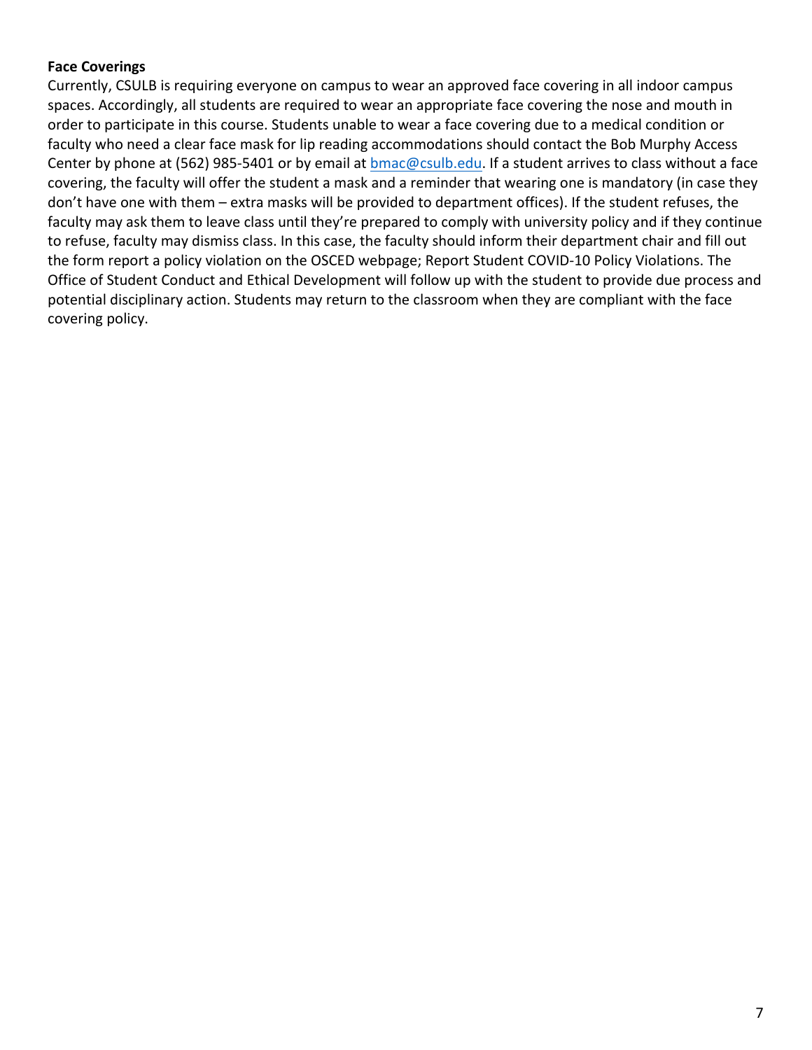**Face Coverings**

Currently, CSULB is requiring everyone on campus to wear an approved face covering in all indoor campus spaces. Accordingly, all students are required to wear an appropriate face covering the nose and mouth in order to participate in this course. Students unable to wear a face covering due to a medical condition or faculty who need a clear face mask for lip reading accommodations should contact the Bob Murphy Access Center by phone at (562) 985-5401 or by email at [bmac@csulb.edu](mailto:bmac@csulb.edu). If a student arrives to class without a face covering, the faculty will offer the student a mask and a reminder that wearing one is mandatory (in case they don't have one with them – extra masks will be provided to department offices). If the student refuses, the faculty may ask them to leave class until they're prepared to comply with university policy and if they continue to refuse, faculty may dismiss class. In this case, the faculty should inform their department chair and fill out the form report a policy violation on the OSCED webpage; Report Student COVID-10 Policy Violations. The Office of Student Conduct and Ethical Development will follow up with the student to provide due process and potential disciplinary action. Students may return to the classroom when they are compliant with the face covering policy.